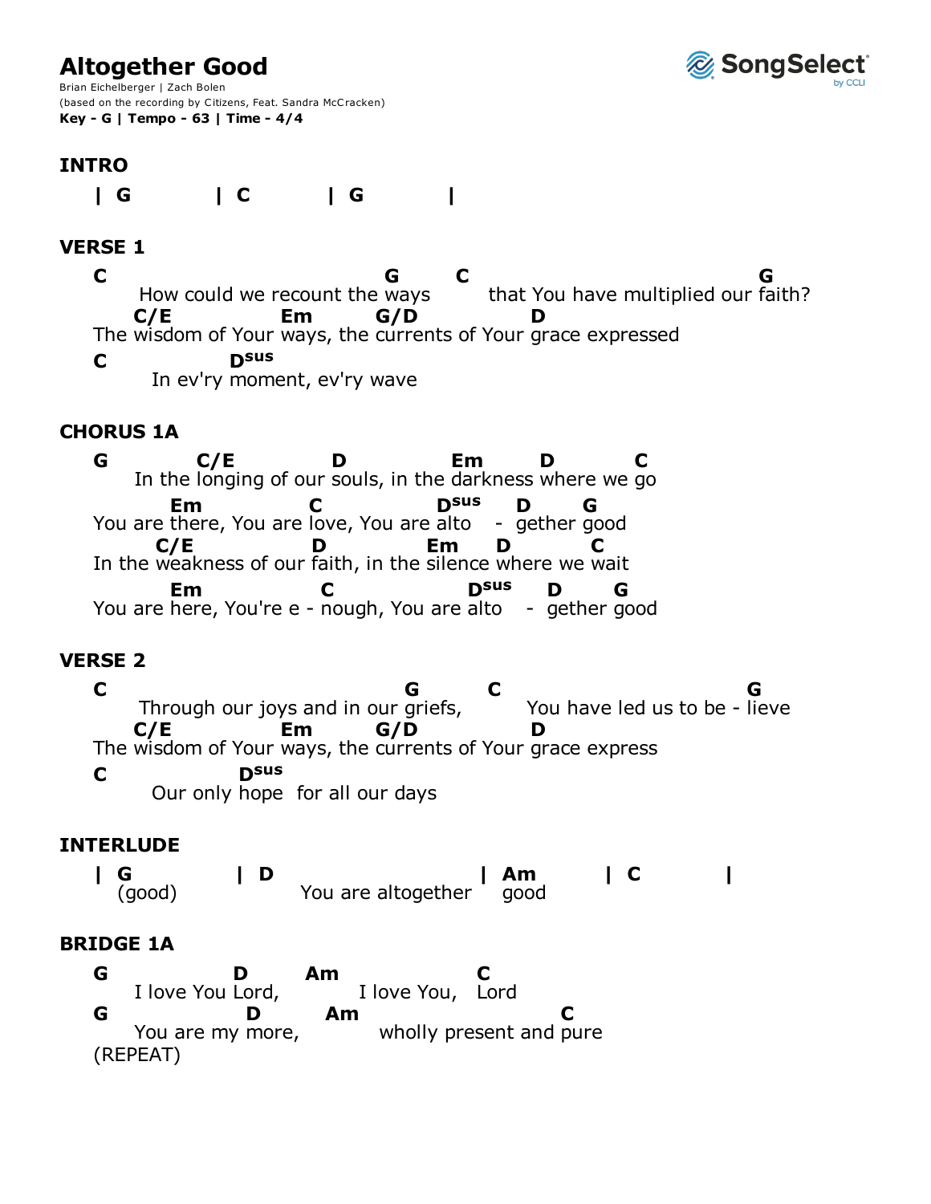# Altogether Good

Brian Eichelberger | Zach Bolen
(based on the recording by Citizens, Feat. Sandra McCracken)
**Key - G | Tempo - 63 | Time - 4/4**

## INTRO

```
| G          | C          | G          |
```

## VERSE 1

```
C                              G       C                               G
      How could we recount the ways        that You have multiplied our faith?
    C/E            Em       G/D            D
The wisdom of Your ways, the currents of Your grace expressed
C            Dsus
       In ev'ry moment, ev'ry wave
```

## CHORUS 1A

```
G         C/E            D              Em         D          C
     In the longing of our souls, in the darkness where we go
          Em            C           Dsus     D       G
You are there, You are love, You are alto  -  gether good
      C/E              D           Em    D          C
In the weakness of our faith, in the silence where we wait
          Em              C             Dsus    D       G
You are here, You're e - nough, You are alto  -  gether good
```

## VERSE 2

```
C                                G        C                            G
      Through our joys and in our griefs,      You have led us to be - lieve
    C/E            Em       G/D            D
The wisdom of Your ways, the currents of Your grace express
C             Dsus
       Our only hope  for all our days
```

## INTERLUDE

```
| G          | D                        | Am        | C          |
  (good)            You are altogether    good
```

## BRIDGE 1A

```
G              D        Am             C
     I love You Lord,        I love You,   Lord
G               D        Am                     C
     You are my more,         wholly present and pure
(REPEAT)
```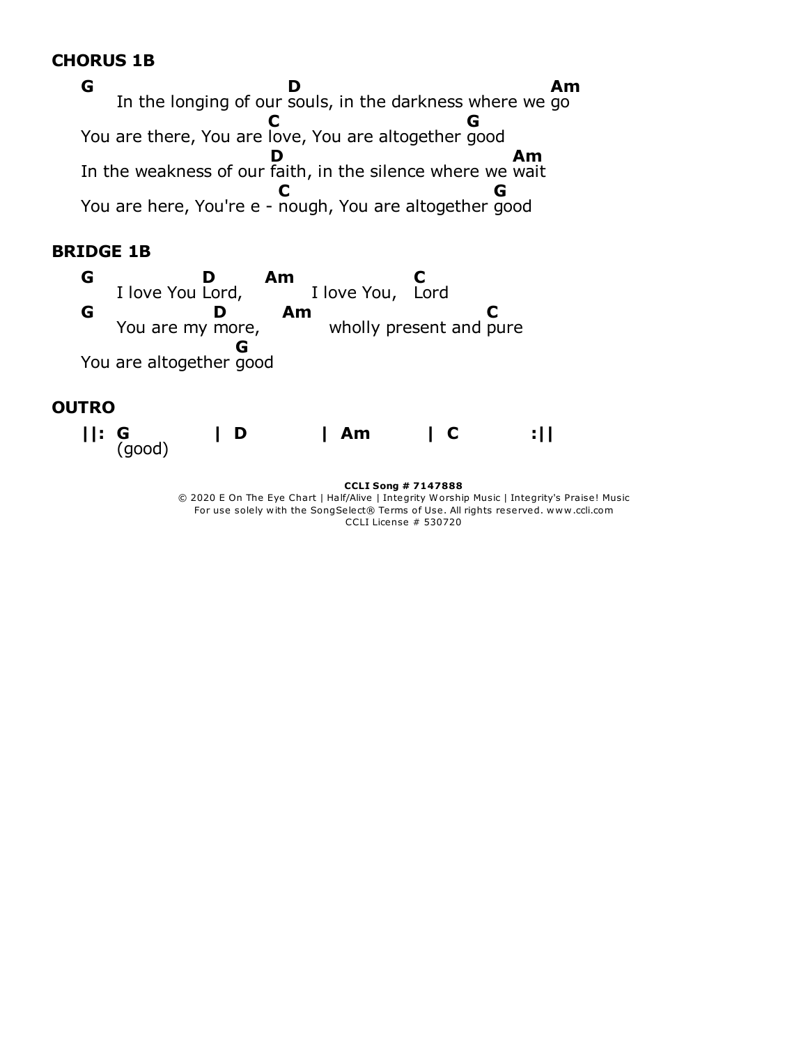**CHORUS 1B**

```
G                         D                                       Am
       In the longing of our souls, in the darkness where we go
                          C                        G
You are there, You are love, You are altogether good
                          D                                   Am
In the weakness of our faith, in the silence where we wait
                          C                            G
You are here, You're e - nough, You are altogether good
```

**BRIDGE 1B**

```
G                  D         Am                   C
       I love You Lord,              I love You,   Lord
G                  D          Am                          C
       You are my more,              wholly present and pure
                          G
You are altogether good
```

**OUTRO**

```
||:  G            |  D            |  Am          |  C           :||
     (good)
```

**CCLI Song # 7147888**
© 2020 E On The Eye Chart | Half/Alive | Integrity Worship Music | Integrity's Praise! Music
For use solely with the SongSelect® Terms of Use. All rights reserved. www.ccli.com
CCLI License # 530720